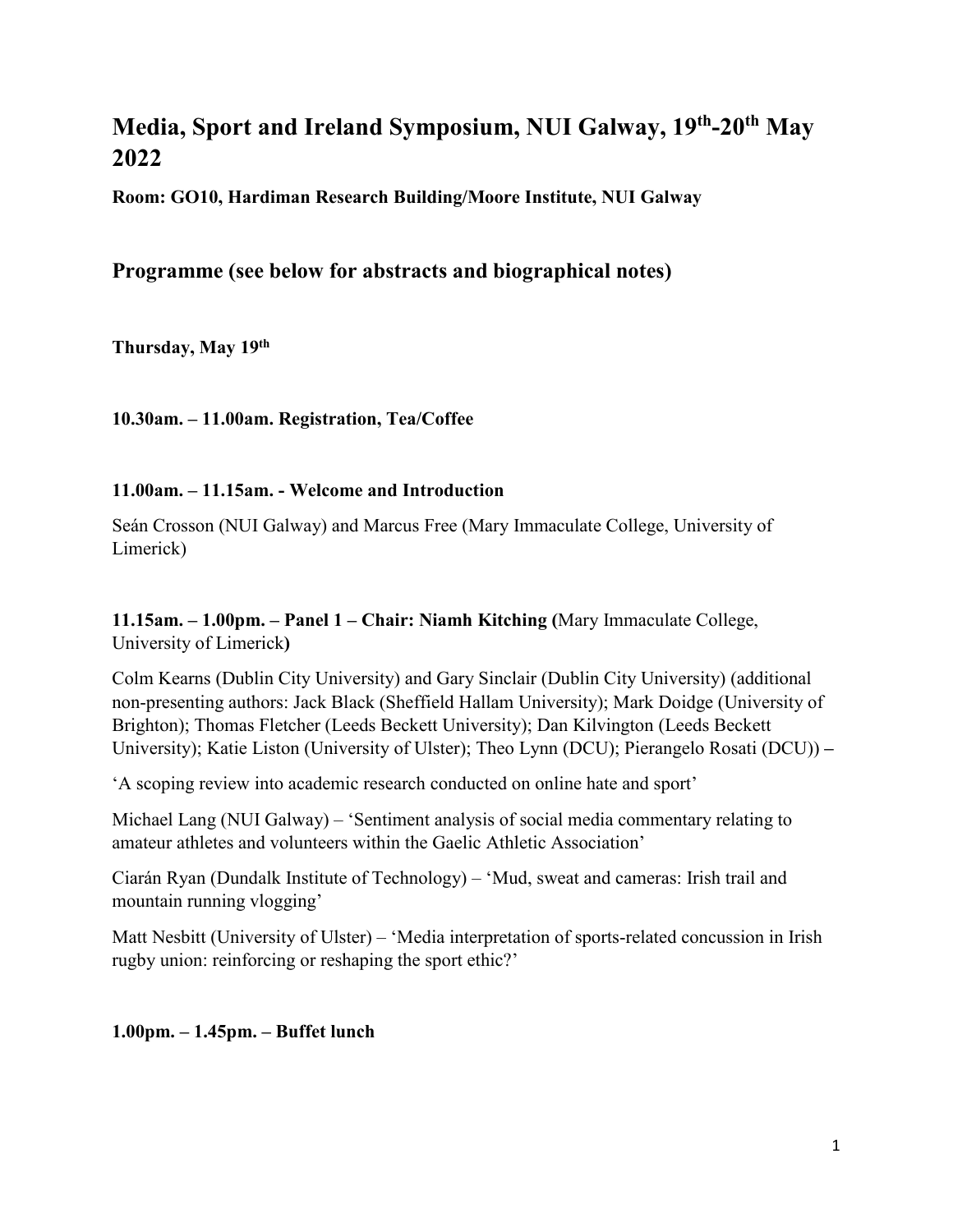# Media, Sport and Ireland Symposium, NUI Galway, 19th-20th May 2022

**Room: GO10, Hardiman Research Building/Moore Institute, NUI Galway**

## Programme (see below for abstracts and biographical notes)

**Thursday, May 19th**

**10.30am. – 11.00am. Registration, Tea/Coffee**

**11.00am. – 11.15am. - Welcome and Introduction**

Seán Crosson (NUI Galway) and Marcus Free (Mary Immaculate College, University of Limerick)

**11.15am. – 1.00pm. – Panel 1 – Chair: Niamh Kitching (**Mary Immaculate College, University of Limerick**)**

Colm Kearns (Dublin City University) and Gary Sinclair (Dublin City University) (additional non-presenting authors: Jack Black (Sheffield Hallam University); Mark Doidge (University of Brighton); Thomas Fletcher (Leeds Beckett University); Dan Kilvington (Leeds Beckett University); Katie Liston (University of Ulster); Theo Lynn (DCU); Pierangelo Rosati (DCU)) **–**

'A scoping review into academic research conducted on online hate and sport'

Michael Lang (NUI Galway) – 'Sentiment analysis of social media commentary relating to amateur athletes and volunteers within the Gaelic Athletic Association'

Ciarán Ryan (Dundalk Institute of Technology) – 'Mud, sweat and cameras: Irish trail and mountain running vlogging'

Matt Nesbitt (University of Ulster) – 'Media interpretation of sports-related concussion in Irish rugby union: reinforcing or reshaping the sport ethic?'

**1.00pm. – 1.45pm. – Buffet lunch**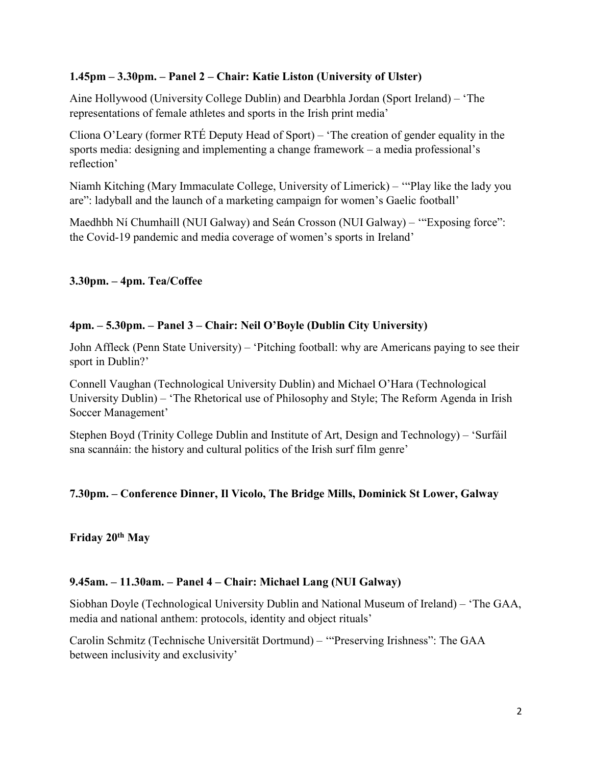**1.45pm – 3.30pm. – Panel 2 – Chair: Katie Liston (University of Ulster)**

Aine Hollywood (University College Dublin) and Dearbhla Jordan (Sport Ireland) – 'The representations of female athletes and sports in the Irish print media'

Cliona O'Leary (former RTÉ Deputy Head of Sport) – 'The creation of gender equality in the sports media: designing and implementing a change framework – a media professional's reflection'

Niamh Kitching (Mary Immaculate College, University of Limerick) – '"Play like the lady you are": ladyball and the launch of a marketing campaign for women's Gaelic football'

Maedhbh Ní Chumhaill (NUI Galway) and Seán Crosson (NUI Galway) – '"Exposing force": the Covid-19 pandemic and media coverage of women's sports in Ireland'

**3.30pm. – 4pm. Tea/Coffee**

**4pm. – 5.30pm. – Panel 3 – Chair: Neil O'Boyle (Dublin City University)**

John Affleck (Penn State University) – 'Pitching football: why are Americans paying to see their sport in Dublin?'

Connell Vaughan (Technological University Dublin) and Michael O'Hara (Technological University Dublin) – 'The Rhetorical use of Philosophy and Style; The Reform Agenda in Irish Soccer Management'

Stephen Boyd (Trinity College Dublin and Institute of Art, Design and Technology) – 'Surfáil sna scannáin: the history and cultural politics of the Irish surf film genre'

**7.30pm. – Conference Dinner, Il Vicolo, The Bridge Mills, Dominick St Lower, Galway**

**Friday 20th May**

**9.45am. – 11.30am. – Panel 4 – Chair: Michael Lang (NUI Galway)**

Siobhan Doyle (Technological University Dublin and National Museum of Ireland) – 'The GAA, media and national anthem: protocols, identity and object rituals'

Carolin Schmitz (Technische Universität Dortmund) – '"Preserving Irishness": The GAA between inclusivity and exclusivity'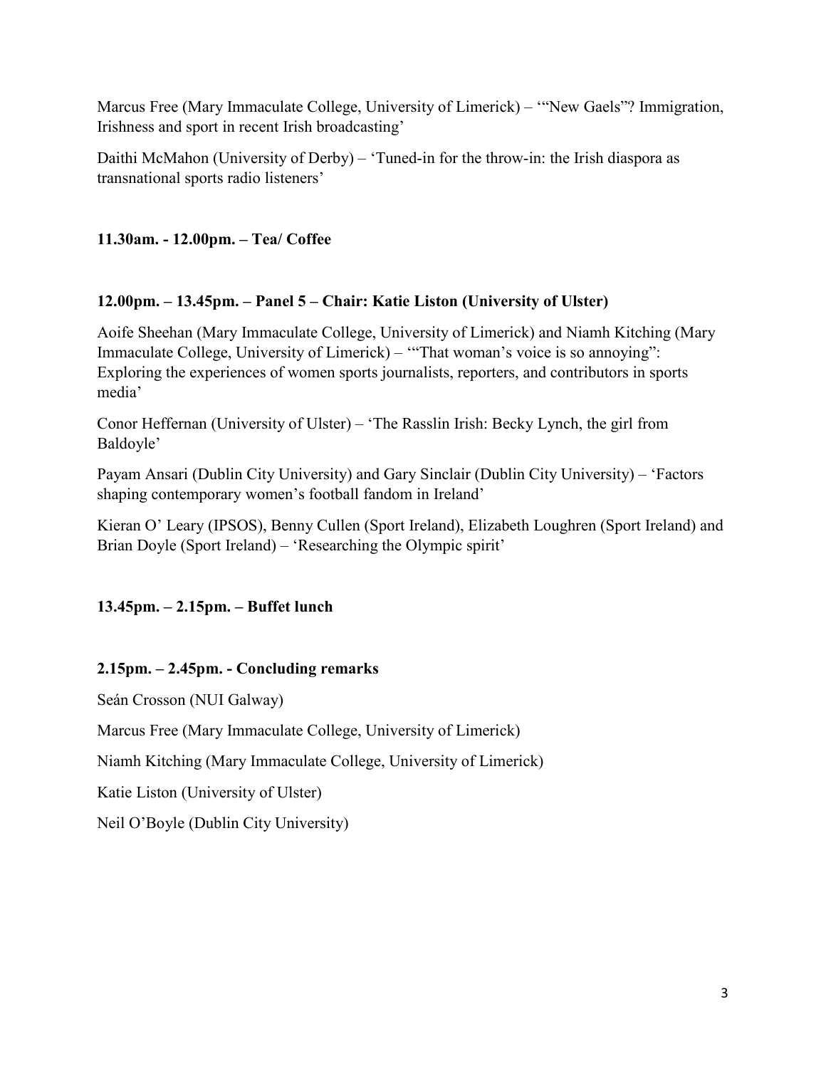Marcus Free (Mary Immaculate College, University of Limerick) – '"New Gaels"? Immigration, Irishness and sport in recent Irish broadcasting'

Daithi McMahon (University of Derby) – 'Tuned-in for the throw-in: the Irish diaspora as transnational sports radio listeners'

**11.30am. - 12.00pm. – Tea/ Coffee**

**12.00pm. – 13.45pm. – Panel 5 – Chair: Katie Liston (University of Ulster)**

Aoife Sheehan (Mary Immaculate College, University of Limerick) and Niamh Kitching (Mary Immaculate College, University of Limerick) – '"That woman's voice is so annoying": Exploring the experiences of women sports journalists, reporters, and contributors in sports media'

Conor Heffernan (University of Ulster) – 'The Rasslin Irish: Becky Lynch, the girl from Baldoyle'

Payam Ansari (Dublin City University) and Gary Sinclair (Dublin City University) – 'Factors shaping contemporary women's football fandom in Ireland'

Kieran O' Leary (IPSOS), Benny Cullen (Sport Ireland), Elizabeth Loughren (Sport Ireland) and Brian Doyle (Sport Ireland) – 'Researching the Olympic spirit'

**13.45pm. – 2.15pm. – Buffet lunch**

**2.15pm. – 2.45pm. - Concluding remarks**

Seán Crosson (NUI Galway)

Marcus Free (Mary Immaculate College, University of Limerick)

Niamh Kitching (Mary Immaculate College, University of Limerick)

Katie Liston (University of Ulster)

Neil O'Boyle (Dublin City University)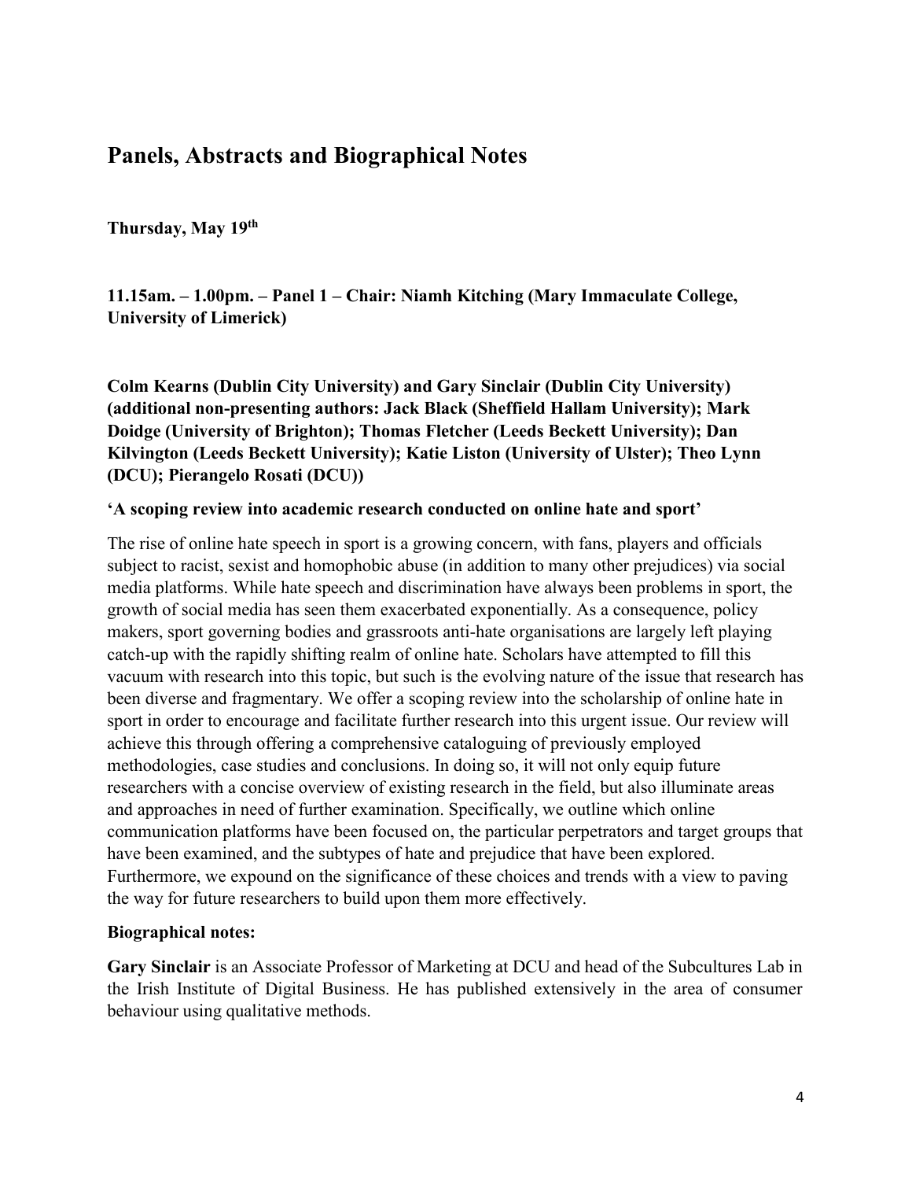## Panels, Abstracts and Biographical Notes

**Thursday, May 19th**

**11.15am. – 1.00pm. – Panel 1 – Chair: Niamh Kitching (Mary Immaculate College, University of Limerick)**

**Colm Kearns (Dublin City University) and Gary Sinclair (Dublin City University) (additional non-presenting authors: Jack Black (Sheffield Hallam University); Mark Doidge (University of Brighton); Thomas Fletcher (Leeds Beckett University); Dan Kilvington (Leeds Beckett University); Katie Liston (University of Ulster); Theo Lynn (DCU); Pierangelo Rosati (DCU))**

**'A scoping review into academic research conducted on online hate and sport'**

The rise of online hate speech in sport is a growing concern, with fans, players and officials subject to racist, sexist and homophobic abuse (in addition to many other prejudices) via social media platforms. While hate speech and discrimination have always been problems in sport, the growth of social media has seen them exacerbated exponentially. As a consequence, policy makers, sport governing bodies and grassroots anti-hate organisations are largely left playing catch-up with the rapidly shifting realm of online hate. Scholars have attempted to fill this vacuum with research into this topic, but such is the evolving nature of the issue that research has been diverse and fragmentary. We offer a scoping review into the scholarship of online hate in sport in order to encourage and facilitate further research into this urgent issue. Our review will achieve this through offering a comprehensive cataloguing of previously employed methodologies, case studies and conclusions. In doing so, it will not only equip future researchers with a concise overview of existing research in the field, but also illuminate areas and approaches in need of further examination. Specifically, we outline which online communication platforms have been focused on, the particular perpetrators and target groups that have been examined, and the subtypes of hate and prejudice that have been explored. Furthermore, we expound on the significance of these choices and trends with a view to paving the way for future researchers to build upon them more effectively.

**Biographical notes:**

**Gary Sinclair** is an Associate Professor of Marketing at DCU and head of the Subcultures Lab in the Irish Institute of Digital Business. He has published extensively in the area of consumer behaviour using qualitative methods.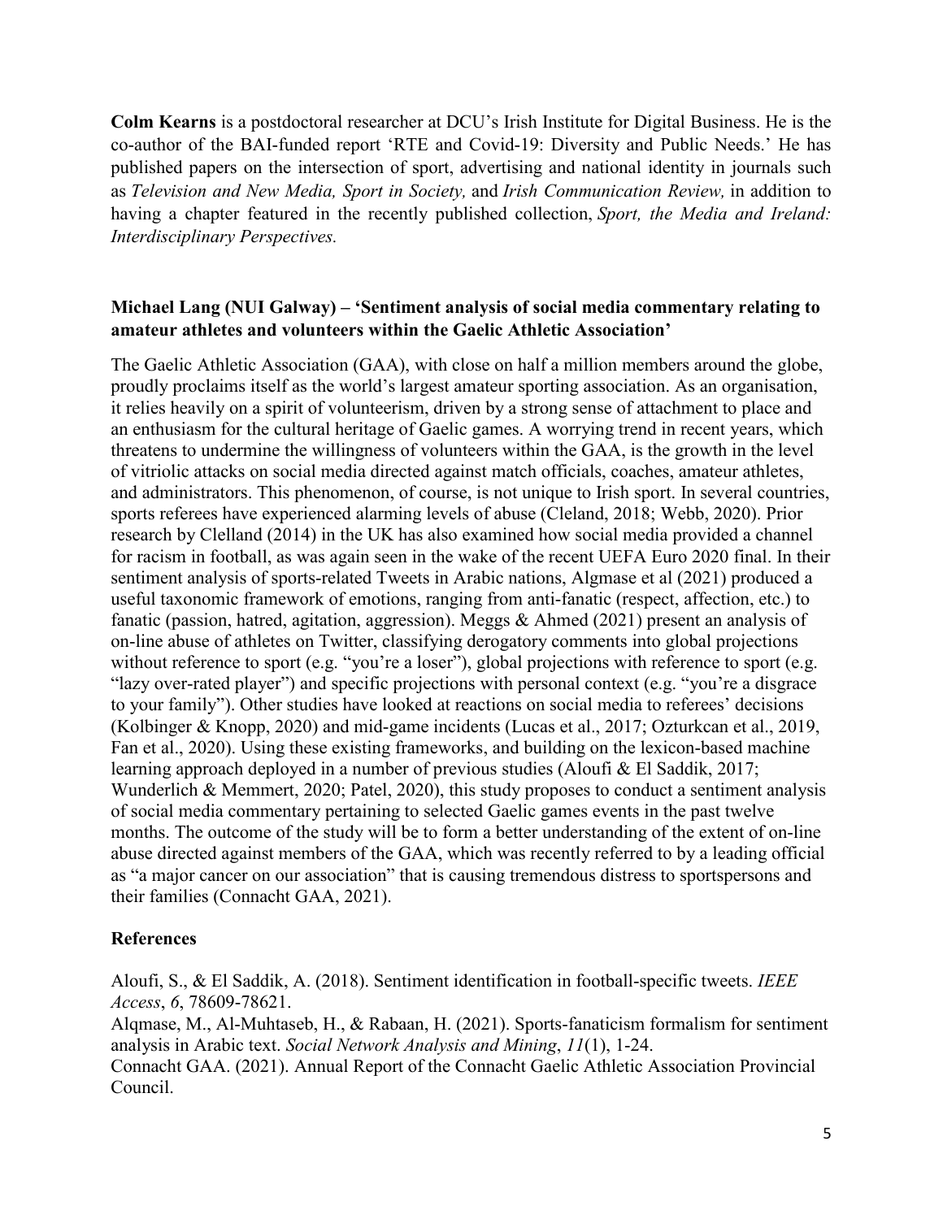**Colm Kearns** is a postdoctoral researcher at DCU's Irish Institute for Digital Business. He is the co-author of the BAI-funded report 'RTE and Covid-19: Diversity and Public Needs.' He has published papers on the intersection of sport, advertising and national identity in journals such as *Television and New Media, Sport in Society,* and *Irish Communication Review,* in addition to having a chapter featured in the recently published collection, *Sport, the Media and Ireland: Interdisciplinary Perspectives.*

### Michael Lang (NUI Galway) – 'Sentiment analysis of social media commentary relating to amateur athletes and volunteers within the Gaelic Athletic Association'

The Gaelic Athletic Association (GAA), with close on half a million members around the globe, proudly proclaims itself as the world's largest amateur sporting association. As an organisation, it relies heavily on a spirit of volunteerism, driven by a strong sense of attachment to place and an enthusiasm for the cultural heritage of Gaelic games. A worrying trend in recent years, which threatens to undermine the willingness of volunteers within the GAA, is the growth in the level of vitriolic attacks on social media directed against match officials, coaches, amateur athletes, and administrators. This phenomenon, of course, is not unique to Irish sport. In several countries, sports referees have experienced alarming levels of abuse (Cleland, 2018; Webb, 2020). Prior research by Clelland (2014) in the UK has also examined how social media provided a channel for racism in football, as was again seen in the wake of the recent UEFA Euro 2020 final. In their sentiment analysis of sports-related Tweets in Arabic nations, Algmase et al (2021) produced a useful taxonomic framework of emotions, ranging from anti-fanatic (respect, affection, etc.) to fanatic (passion, hatred, agitation, aggression). Meggs & Ahmed (2021) present an analysis of on-line abuse of athletes on Twitter, classifying derogatory comments into global projections without reference to sport (e.g. "you're a loser"), global projections with reference to sport (e.g. "lazy over-rated player") and specific projections with personal context (e.g. "you're a disgrace to your family"). Other studies have looked at reactions on social media to referees' decisions (Kolbinger & Knopp, 2020) and mid-game incidents (Lucas et al., 2017; Ozturkcan et al., 2019, Fan et al., 2020). Using these existing frameworks, and building on the lexicon-based machine learning approach deployed in a number of previous studies (Aloufi & El Saddik, 2017; Wunderlich & Memmert, 2020; Patel, 2020), this study proposes to conduct a sentiment analysis of social media commentary pertaining to selected Gaelic games events in the past twelve months. The outcome of the study will be to form a better understanding of the extent of on-line abuse directed against members of the GAA, which was recently referred to by a leading official as "a major cancer on our association" that is causing tremendous distress to sportspersons and their families (Connacht GAA, 2021).

### References

Aloufi, S., & El Saddik, A. (2018). Sentiment identification in football-specific tweets. *IEEE Access*, *6*, 78609-78621.

Alqmase, M., Al-Muhtaseb, H., & Rabaan, H. (2021). Sports-fanaticism formalism for sentiment analysis in Arabic text. *Social Network Analysis and Mining*, *11*(1), 1-24.

Connacht GAA. (2021). Annual Report of the Connacht Gaelic Athletic Association Provincial Council.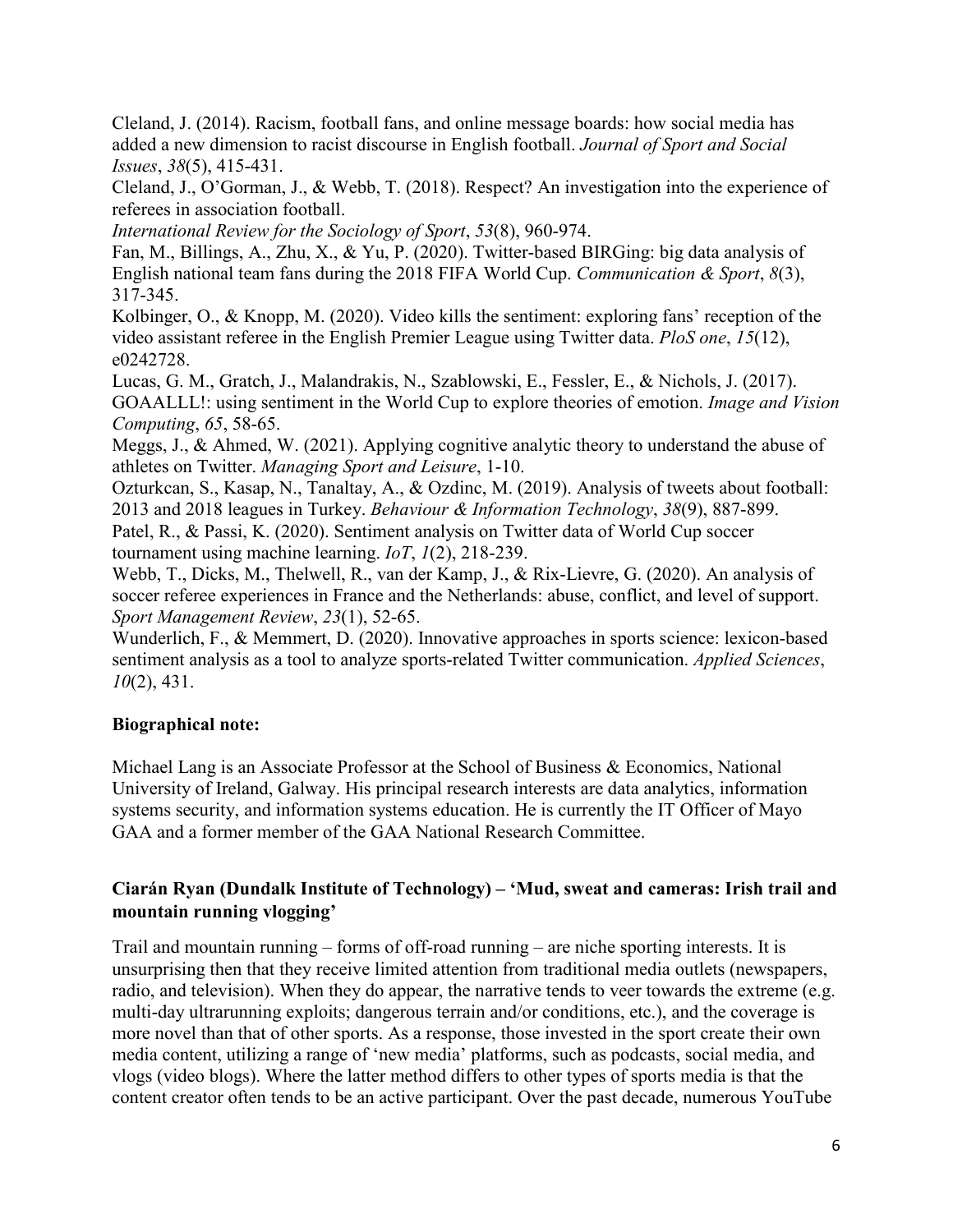Cleland, J. (2014). Racism, football fans, and online message boards: how social media has added a new dimension to racist discourse in English football. *Journal of Sport and Social Issues*, *38*(5), 415-431.

Cleland, J., O'Gorman, J., & Webb, T. (2018). Respect? An investigation into the experience of referees in association football. *International Review for the Sociology of Sport*, *53*(8), 960-974.

Fan, M., Billings, A., Zhu, X., & Yu, P. (2020). Twitter-based BIRGing: big data analysis of English national team fans during the 2018 FIFA World Cup. *Communication & Sport*, *8*(3), 317-345.

Kolbinger, O., & Knopp, M. (2020). Video kills the sentiment: exploring fans' reception of the video assistant referee in the English Premier League using Twitter data. *PloS one*, *15*(12), e0242728.

Lucas, G. M., Gratch, J., Malandrakis, N., Szablowski, E., Fessler, E., & Nichols, J. (2017). GOAALLL!: using sentiment in the World Cup to explore theories of emotion. *Image and Vision Computing*, *65*, 58-65.

Meggs, J., & Ahmed, W. (2021). Applying cognitive analytic theory to understand the abuse of athletes on Twitter. *Managing Sport and Leisure*, 1-10.

Ozturkcan, S., Kasap, N., Tanaltay, A., & Ozdinc, M. (2019). Analysis of tweets about football: 2013 and 2018 leagues in Turkey. *Behaviour & Information Technology*, *38*(9), 887-899.

Patel, R., & Passi, K. (2020). Sentiment analysis on Twitter data of World Cup soccer tournament using machine learning. *IoT*, *1*(2), 218-239.

Webb, T., Dicks, M., Thelwell, R., van der Kamp, J., & Rix-Lievre, G. (2020). An analysis of soccer referee experiences in France and the Netherlands: abuse, conflict, and level of support. *Sport Management Review*, *23*(1), 52-65.

Wunderlich, F., & Memmert, D. (2020). Innovative approaches in sports science: lexicon-based sentiment analysis as a tool to analyze sports-related Twitter communication. *Applied Sciences*, *10*(2), 431.

**Biographical note:**

Michael Lang is an Associate Professor at the School of Business & Economics, National University of Ireland, Galway. His principal research interests are data analytics, information systems security, and information systems education. He is currently the IT Officer of Mayo GAA and a former member of the GAA National Research Committee.

**Ciarán Ryan (Dundalk Institute of Technology) – 'Mud, sweat and cameras: Irish trail and mountain running vlogging'**

Trail and mountain running – forms of off-road running – are niche sporting interests. It is unsurprising then that they receive limited attention from traditional media outlets (newspapers, radio, and television). When they do appear, the narrative tends to veer towards the extreme (e.g. multi-day ultrarunning exploits; dangerous terrain and/or conditions, etc.), and the coverage is more novel than that of other sports. As a response, those invested in the sport create their own media content, utilizing a range of 'new media' platforms, such as podcasts, social media, and vlogs (video blogs). Where the latter method differs to other types of sports media is that the content creator often tends to be an active participant. Over the past decade, numerous YouTube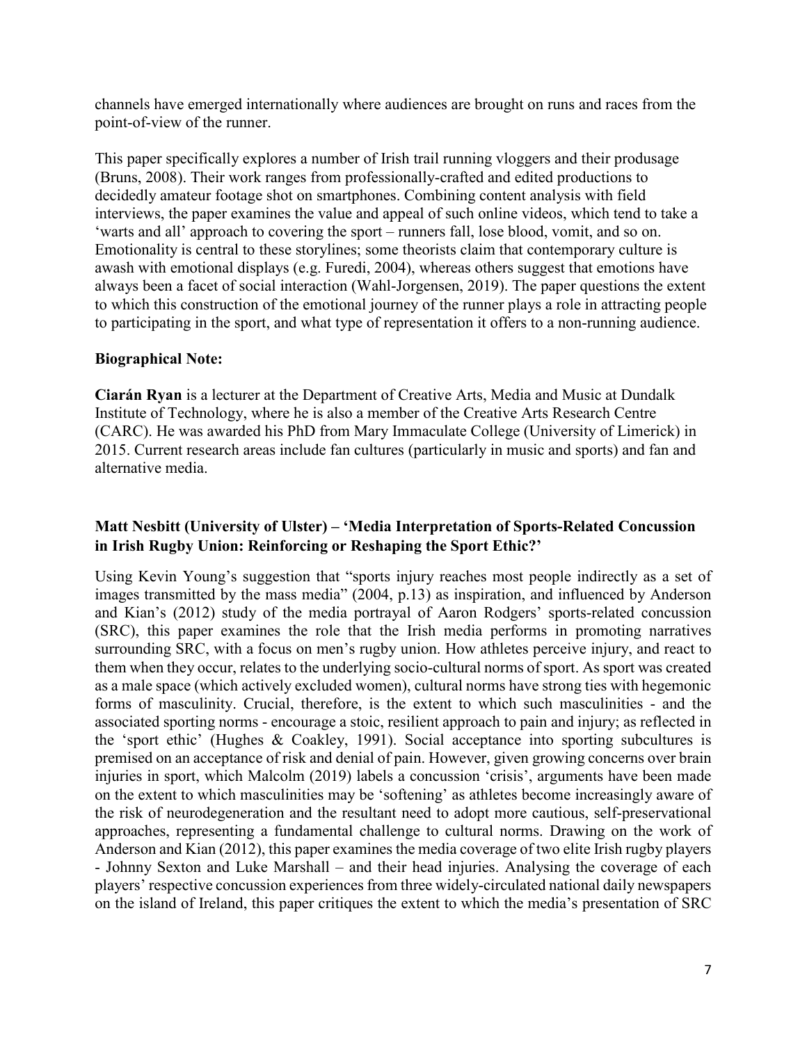channels have emerged internationally where audiences are brought on runs and races from the point-of-view of the runner.

This paper specifically explores a number of Irish trail running vloggers and their produsage (Bruns, 2008). Their work ranges from professionally-crafted and edited productions to decidedly amateur footage shot on smartphones. Combining content analysis with field interviews, the paper examines the value and appeal of such online videos, which tend to take a 'warts and all' approach to covering the sport – runners fall, lose blood, vomit, and so on. Emotionality is central to these storylines; some theorists claim that contemporary culture is awash with emotional displays (e.g. Furedi, 2004), whereas others suggest that emotions have always been a facet of social interaction (Wahl-Jorgensen, 2019). The paper questions the extent to which this construction of the emotional journey of the runner plays a role in attracting people to participating in the sport, and what type of representation it offers to a non-running audience.

**Biographical Note:**

**Ciarán Ryan** is a lecturer at the Department of Creative Arts, Media and Music at Dundalk Institute of Technology, where he is also a member of the Creative Arts Research Centre (CARC). He was awarded his PhD from Mary Immaculate College (University of Limerick) in 2015. Current research areas include fan cultures (particularly in music and sports) and fan and alternative media.

**Matt Nesbitt (University of Ulster) – 'Media Interpretation of Sports-Related Concussion in Irish Rugby Union: Reinforcing or Reshaping the Sport Ethic?'**

Using Kevin Young's suggestion that "sports injury reaches most people indirectly as a set of images transmitted by the mass media" (2004, p.13) as inspiration, and influenced by Anderson and Kian's (2012) study of the media portrayal of Aaron Rodgers' sports-related concussion (SRC), this paper examines the role that the Irish media performs in promoting narratives surrounding SRC, with a focus on men's rugby union. How athletes perceive injury, and react to them when they occur, relates to the underlying socio-cultural norms of sport. As sport was created as a male space (which actively excluded women), cultural norms have strong ties with hegemonic forms of masculinity. Crucial, therefore, is the extent to which such masculinities - and the associated sporting norms - encourage a stoic, resilient approach to pain and injury; as reflected in the 'sport ethic' (Hughes & Coakley, 1991). Social acceptance into sporting subcultures is premised on an acceptance of risk and denial of pain. However, given growing concerns over brain injuries in sport, which Malcolm (2019) labels a concussion 'crisis', arguments have been made on the extent to which masculinities may be 'softening' as athletes become increasingly aware of the risk of neurodegeneration and the resultant need to adopt more cautious, self-preservational approaches, representing a fundamental challenge to cultural norms. Drawing on the work of Anderson and Kian (2012), this paper examines the media coverage of two elite Irish rugby players - Johnny Sexton and Luke Marshall – and their head injuries. Analysing the coverage of each players' respective concussion experiences from three widely-circulated national daily newspapers on the island of Ireland, this paper critiques the extent to which the media's presentation of SRC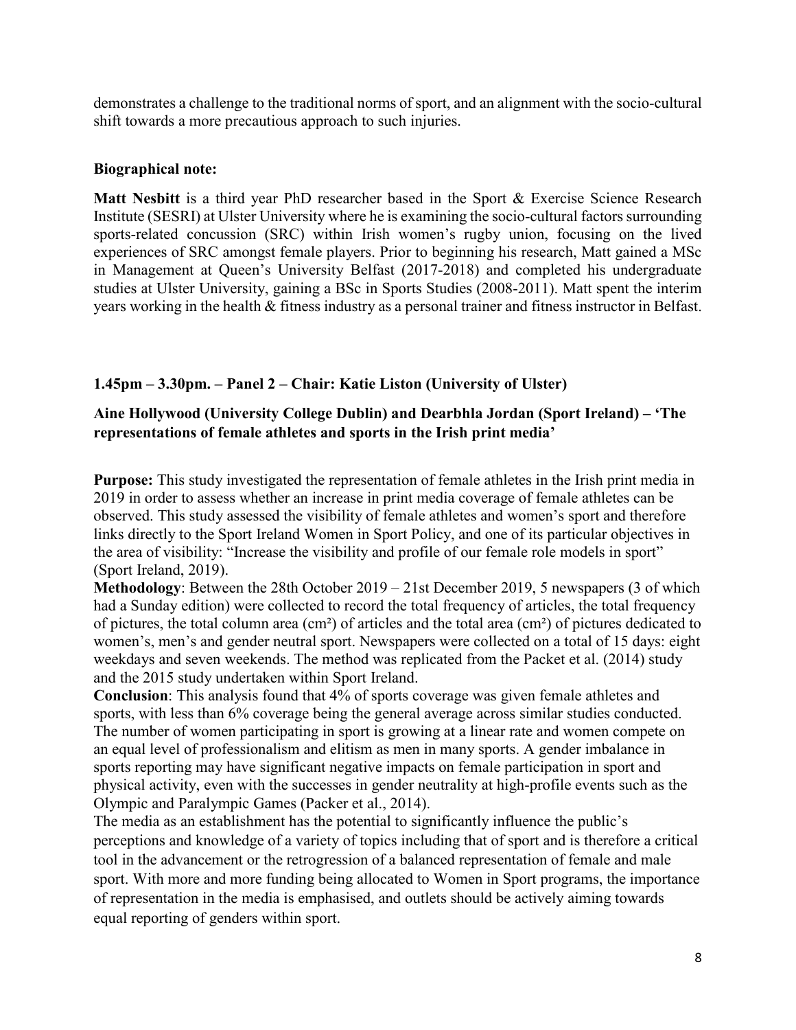demonstrates a challenge to the traditional norms of sport, and an alignment with the socio-cultural shift towards a more precautious approach to such injuries.

**Biographical note:**

**Matt Nesbitt** is a third year PhD researcher based in the Sport & Exercise Science Research Institute (SESRI) at Ulster University where he is examining the socio-cultural factors surrounding sports-related concussion (SRC) within Irish women's rugby union, focusing on the lived experiences of SRC amongst female players. Prior to beginning his research, Matt gained a MSc in Management at Queen's University Belfast (2017-2018) and completed his undergraduate studies at Ulster University, gaining a BSc in Sports Studies (2008-2011). Matt spent the interim years working in the health & fitness industry as a personal trainer and fitness instructor in Belfast.

**1.45pm – 3.30pm. – Panel 2 – Chair: Katie Liston (University of Ulster)**

**Aine Hollywood (University College Dublin) and Dearbhla Jordan (Sport Ireland) – 'The representations of female athletes and sports in the Irish print media'**

**Purpose:** This study investigated the representation of female athletes in the Irish print media in 2019 in order to assess whether an increase in print media coverage of female athletes can be observed. This study assessed the visibility of female athletes and women's sport and therefore links directly to the Sport Ireland Women in Sport Policy, and one of its particular objectives in the area of visibility: "Increase the visibility and profile of our female role models in sport" (Sport Ireland, 2019).

**Methodology**: Between the 28th October 2019 – 21st December 2019, 5 newspapers (3 of which had a Sunday edition) were collected to record the total frequency of articles, the total frequency of pictures, the total column area (cm²) of articles and the total area (cm²) of pictures dedicated to women's, men's and gender neutral sport. Newspapers were collected on a total of 15 days: eight weekdays and seven weekends. The method was replicated from the Packet et al. (2014) study and the 2015 study undertaken within Sport Ireland.

**Conclusion**: This analysis found that 4% of sports coverage was given female athletes and sports, with less than 6% coverage being the general average across similar studies conducted. The number of women participating in sport is growing at a linear rate and women compete on an equal level of professionalism and elitism as men in many sports. A gender imbalance in sports reporting may have significant negative impacts on female participation in sport and physical activity, even with the successes in gender neutrality at high-profile events such as the Olympic and Paralympic Games (Packer et al., 2014).

The media as an establishment has the potential to significantly influence the public's perceptions and knowledge of a variety of topics including that of sport and is therefore a critical tool in the advancement or the retrogression of a balanced representation of female and male sport. With more and more funding being allocated to Women in Sport programs, the importance of representation in the media is emphasised, and outlets should be actively aiming towards equal reporting of genders within sport.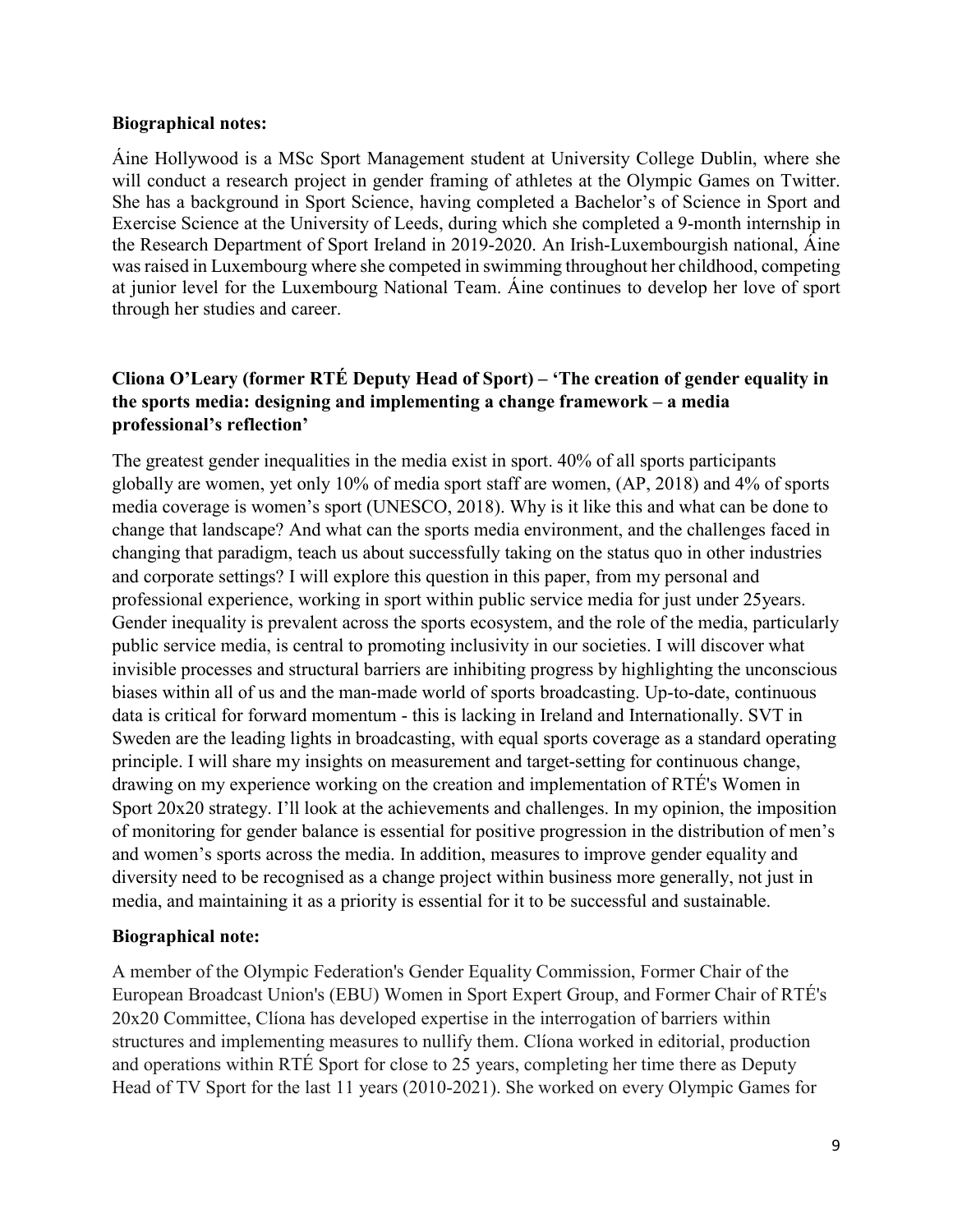**Biographical notes:**

Áine Hollywood is a MSc Sport Management student at University College Dublin, where she will conduct a research project in gender framing of athletes at the Olympic Games on Twitter. She has a background in Sport Science, having completed a Bachelor's of Science in Sport and Exercise Science at the University of Leeds, during which she completed a 9-month internship in the Research Department of Sport Ireland in 2019-2020. An Irish-Luxembourgish national, Áine was raised in Luxembourg where she competed in swimming throughout her childhood, competing at junior level for the Luxembourg National Team. Áine continues to develop her love of sport through her studies and career.

### Cliona O'Leary (former RTÉ Deputy Head of Sport) – 'The creation of gender equality in the sports media: designing and implementing a change framework – a media professional's reflection'

The greatest gender inequalities in the media exist in sport. 40% of all sports participants globally are women, yet only 10% of media sport staff are women, (AP, 2018) and 4% of sports media coverage is women's sport (UNESCO, 2018). Why is it like this and what can be done to change that landscape? And what can the sports media environment, and the challenges faced in changing that paradigm, teach us about successfully taking on the status quo in other industries and corporate settings? I will explore this question in this paper, from my personal and professional experience, working in sport within public service media for just under 25years. Gender inequality is prevalent across the sports ecosystem, and the role of the media, particularly public service media, is central to promoting inclusivity in our societies. I will discover what invisible processes and structural barriers are inhibiting progress by highlighting the unconscious biases within all of us and the man-made world of sports broadcasting. Up-to-date, continuous data is critical for forward momentum - this is lacking in Ireland and Internationally. SVT in Sweden are the leading lights in broadcasting, with equal sports coverage as a standard operating principle. I will share my insights on measurement and target-setting for continuous change, drawing on my experience working on the creation and implementation of RTÉ's Women in Sport 20x20 strategy. I'll look at the achievements and challenges. In my opinion, the imposition of monitoring for gender balance is essential for positive progression in the distribution of men's and women's sports across the media. In addition, measures to improve gender equality and diversity need to be recognised as a change project within business more generally, not just in media, and maintaining it as a priority is essential for it to be successful and sustainable.

**Biographical note:**

A member of the Olympic Federation's Gender Equality Commission, Former Chair of the European Broadcast Union's (EBU) Women in Sport Expert Group, and Former Chair of RTÉ's 20x20 Committee, Clíona has developed expertise in the interrogation of barriers within structures and implementing measures to nullify them. Clíona worked in editorial, production and operations within RTÉ Sport for close to 25 years, completing her time there as Deputy Head of TV Sport for the last 11 years (2010-2021). She worked on every Olympic Games for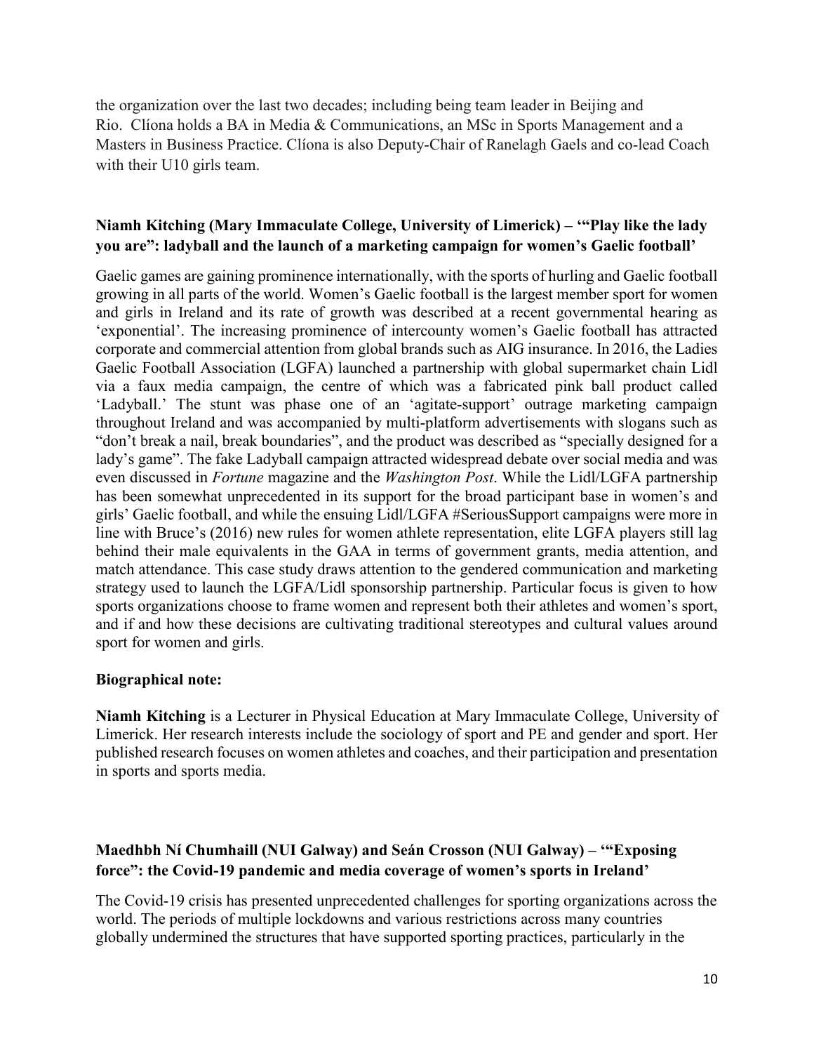the organization over the last two decades; including being team leader in Beijing and Rio. Clíona holds a BA in Media & Communications, an MSc in Sports Management and a Masters in Business Practice. Clíona is also Deputy-Chair of Ranelagh Gaels and co-lead Coach with their U10 girls team.

### Niamh Kitching (Mary Immaculate College, University of Limerick) – '"Play like the lady you are": ladyball and the launch of a marketing campaign for women's Gaelic football'

Gaelic games are gaining prominence internationally, with the sports of hurling and Gaelic football growing in all parts of the world. Women's Gaelic football is the largest member sport for women and girls in Ireland and its rate of growth was described at a recent governmental hearing as 'exponential'. The increasing prominence of intercounty women's Gaelic football has attracted corporate and commercial attention from global brands such as AIG insurance. In 2016, the Ladies Gaelic Football Association (LGFA) launched a partnership with global supermarket chain Lidl via a faux media campaign, the centre of which was a fabricated pink ball product called 'Ladyball.' The stunt was phase one of an 'agitate-support' outrage marketing campaign throughout Ireland and was accompanied by multi-platform advertisements with slogans such as "don't break a nail, break boundaries", and the product was described as "specially designed for a lady's game". The fake Ladyball campaign attracted widespread debate over social media and was even discussed in *Fortune* magazine and the *Washington Post*. While the Lidl/LGFA partnership has been somewhat unprecedented in its support for the broad participant base in women's and girls' Gaelic football, and while the ensuing Lidl/LGFA #SeriousSupport campaigns were more in line with Bruce's (2016) new rules for women athlete representation, elite LGFA players still lag behind their male equivalents in the GAA in terms of government grants, media attention, and match attendance. This case study draws attention to the gendered communication and marketing strategy used to launch the LGFA/Lidl sponsorship partnership. Particular focus is given to how sports organizations choose to frame women and represent both their athletes and women's sport, and if and how these decisions are cultivating traditional stereotypes and cultural values around sport for women and girls.

**Biographical note:**

**Niamh Kitching** is a Lecturer in Physical Education at Mary Immaculate College, University of Limerick. Her research interests include the sociology of sport and PE and gender and sport. Her published research focuses on women athletes and coaches, and their participation and presentation in sports and sports media.

### Maedhbh Ní Chumhaill (NUI Galway) and Seán Crosson (NUI Galway) – '"Exposing force": the Covid-19 pandemic and media coverage of women's sports in Ireland'

The Covid-19 crisis has presented unprecedented challenges for sporting organizations across the world. The periods of multiple lockdowns and various restrictions across many countries globally undermined the structures that have supported sporting practices, particularly in the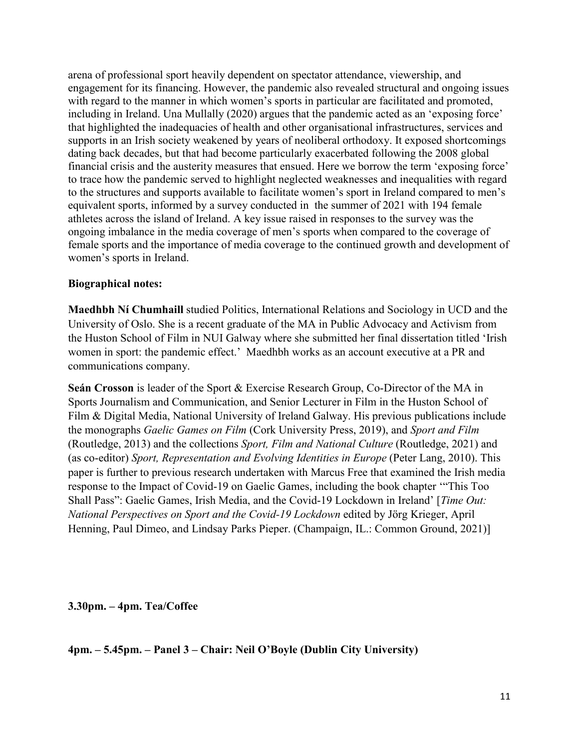arena of professional sport heavily dependent on spectator attendance, viewership, and engagement for its financing. However, the pandemic also revealed structural and ongoing issues with regard to the manner in which women's sports in particular are facilitated and promoted, including in Ireland. Una Mullally (2020) argues that the pandemic acted as an 'exposing force' that highlighted the inadequacies of health and other organisational infrastructures, services and supports in an Irish society weakened by years of neoliberal orthodoxy. It exposed shortcomings dating back decades, but that had become particularly exacerbated following the 2008 global financial crisis and the austerity measures that ensued. Here we borrow the term 'exposing force' to trace how the pandemic served to highlight neglected weaknesses and inequalities with regard to the structures and supports available to facilitate women's sport in Ireland compared to men's equivalent sports, informed by a survey conducted in the summer of 2021 with 194 female athletes across the island of Ireland. A key issue raised in responses to the survey was the ongoing imbalance in the media coverage of men's sports when compared to the coverage of female sports and the importance of media coverage to the continued growth and development of women's sports in Ireland.

**Biographical notes:**

**Maedhbh Ní Chumhaill** studied Politics, International Relations and Sociology in UCD and the University of Oslo. She is a recent graduate of the MA in Public Advocacy and Activism from the Huston School of Film in NUI Galway where she submitted her final dissertation titled 'Irish women in sport: the pandemic effect.' Maedhbh works as an account executive at a PR and communications company.

**Seán Crosson** is leader of the Sport & Exercise Research Group, Co-Director of the MA in Sports Journalism and Communication, and Senior Lecturer in Film in the Huston School of Film & Digital Media, National University of Ireland Galway. His previous publications include the monographs *Gaelic Games on Film* (Cork University Press, 2019), and *Sport and Film* (Routledge, 2013) and the collections *Sport, Film and National Culture* (Routledge, 2021) and (as co-editor) *Sport, Representation and Evolving Identities in Europe* (Peter Lang, 2010). This paper is further to previous research undertaken with Marcus Free that examined the Irish media response to the Impact of Covid-19 on Gaelic Games, including the book chapter '"This Too Shall Pass": Gaelic Games, Irish Media, and the Covid-19 Lockdown in Ireland' [*Time Out: National Perspectives on Sport and the Covid-19 Lockdown* edited by Jörg Krieger, April Henning, Paul Dimeo, and Lindsay Parks Pieper. (Champaign, IL.: Common Ground, 2021)]

**3.30pm. – 4pm. Tea/Coffee**

**4pm. – 5.45pm. – Panel 3 – Chair: Neil O'Boyle (Dublin City University)**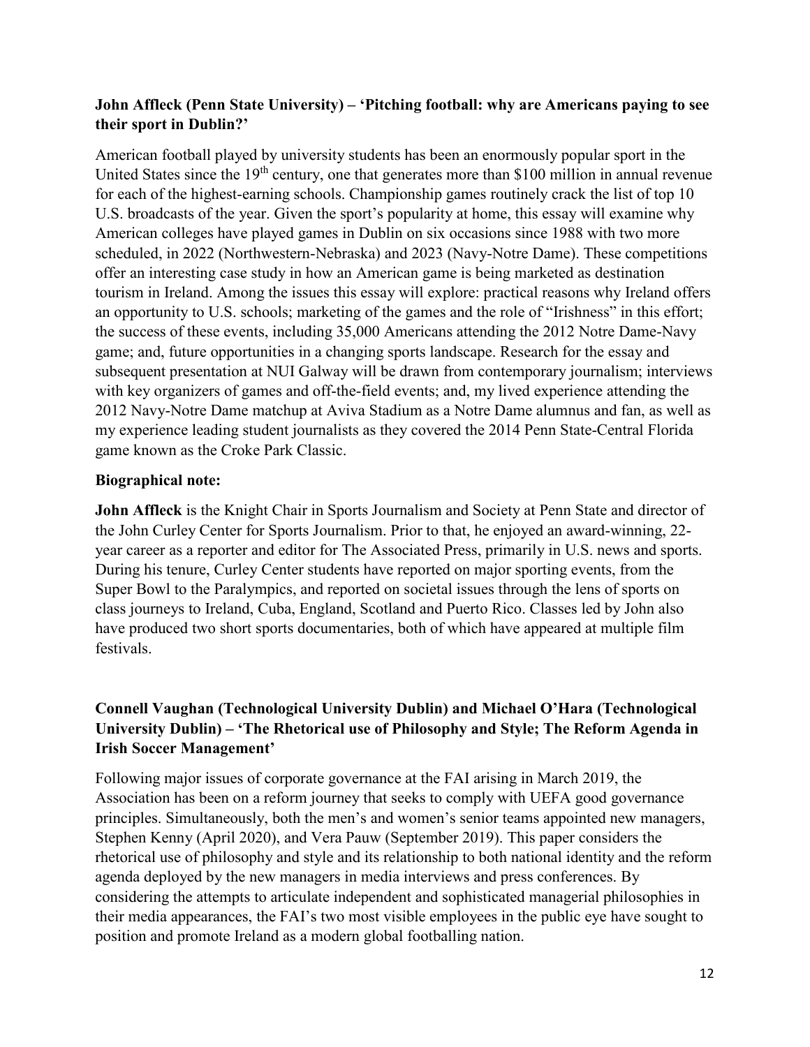**John Affleck (Penn State University) – 'Pitching football: why are Americans paying to see their sport in Dublin?'**

American football played by university students has been an enormously popular sport in the United States since the 19th century, one that generates more than $100 million in annual revenue for each of the highest-earning schools. Championship games routinely crack the list of top 10 U.S. broadcasts of the year. Given the sport's popularity at home, this essay will examine why American colleges have played games in Dublin on six occasions since 1988 with two more scheduled, in 2022 (Northwestern-Nebraska) and 2023 (Navy-Notre Dame). These competitions offer an interesting case study in how an American game is being marketed as destination tourism in Ireland. Among the issues this essay will explore: practical reasons why Ireland offers an opportunity to U.S. schools; marketing of the games and the role of "Irishness" in this effort; the success of these events, including 35,000 Americans attending the 2012 Notre Dame-Navy game; and, future opportunities in a changing sports landscape. Research for the essay and subsequent presentation at NUI Galway will be drawn from contemporary journalism; interviews with key organizers of games and off-the-field events; and, my lived experience attending the 2012 Navy-Notre Dame matchup at Aviva Stadium as a Notre Dame alumnus and fan, as well as my experience leading student journalists as they covered the 2014 Penn State-Central Florida game known as the Croke Park Classic.

**Biographical note:**

**John Affleck** is the Knight Chair in Sports Journalism and Society at Penn State and director of the John Curley Center for Sports Journalism. Prior to that, he enjoyed an award-winning, 22-year career as a reporter and editor for The Associated Press, primarily in U.S. news and sports. During his tenure, Curley Center students have reported on major sporting events, from the Super Bowl to the Paralympics, and reported on societal issues through the lens of sports on class journeys to Ireland, Cuba, England, Scotland and Puerto Rico. Classes led by John also have produced two short sports documentaries, both of which have appeared at multiple film festivals.

**Connell Vaughan (Technological University Dublin) and Michael O'Hara (Technological University Dublin) – 'The Rhetorical use of Philosophy and Style; The Reform Agenda in Irish Soccer Management'**

Following major issues of corporate governance at the FAI arising in March 2019, the Association has been on a reform journey that seeks to comply with UEFA good governance principles. Simultaneously, both the men's and women's senior teams appointed new managers, Stephen Kenny (April 2020), and Vera Pauw (September 2019). This paper considers the rhetorical use of philosophy and style and its relationship to both national identity and the reform agenda deployed by the new managers in media interviews and press conferences. By considering the attempts to articulate independent and sophisticated managerial philosophies in their media appearances, the FAI's two most visible employees in the public eye have sought to position and promote Ireland as a modern global footballing nation.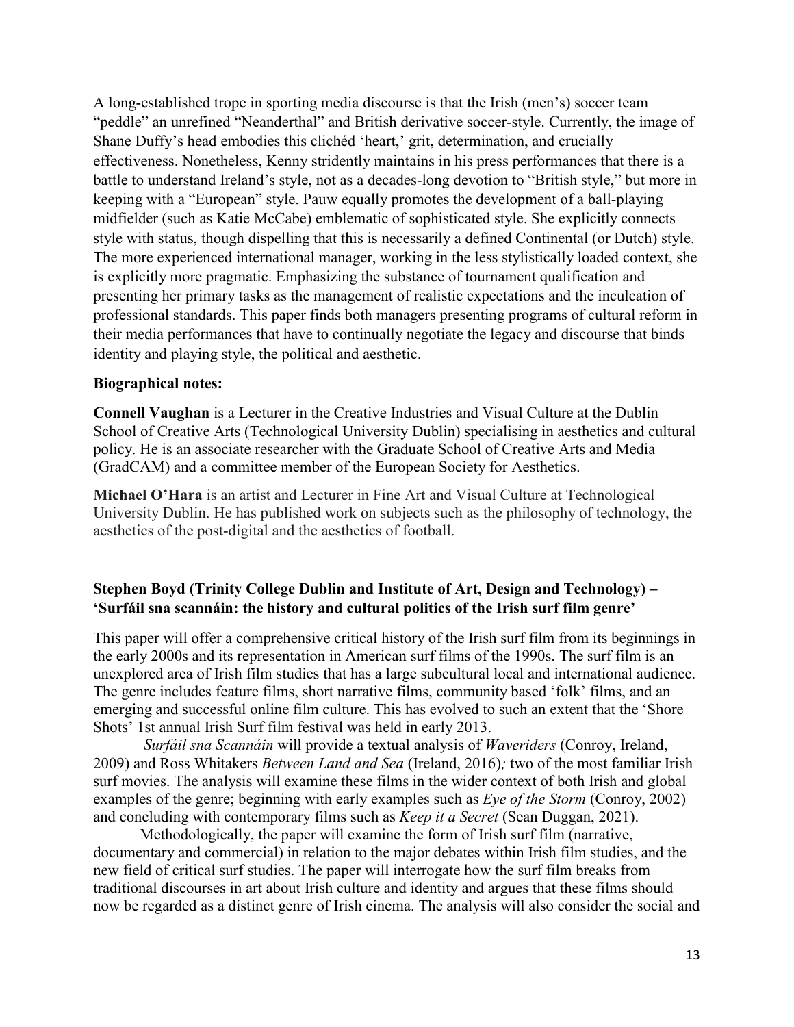A long-established trope in sporting media discourse is that the Irish (men's) soccer team "peddle" an unrefined "Neanderthal" and British derivative soccer-style. Currently, the image of Shane Duffy's head embodies this clichéd 'heart,' grit, determination, and crucially effectiveness. Nonetheless, Kenny stridently maintains in his press performances that there is a battle to understand Ireland's style, not as a decades-long devotion to "British style," but more in keeping with a "European" style. Pauw equally promotes the development of a ball-playing midfielder (such as Katie McCabe) emblematic of sophisticated style. She explicitly connects style with status, though dispelling that this is necessarily a defined Continental (or Dutch) style. The more experienced international manager, working in the less stylistically loaded context, she is explicitly more pragmatic. Emphasizing the substance of tournament qualification and presenting her primary tasks as the management of realistic expectations and the inculcation of professional standards. This paper finds both managers presenting programs of cultural reform in their media performances that have to continually negotiate the legacy and discourse that binds identity and playing style, the political and aesthetic.

**Biographical notes:**

**Connell Vaughan** is a Lecturer in the Creative Industries and Visual Culture at the Dublin School of Creative Arts (Technological University Dublin) specialising in aesthetics and cultural policy. He is an associate researcher with the Graduate School of Creative Arts and Media (GradCAM) and a committee member of the European Society for Aesthetics.

**Michael O'Hara** is an artist and Lecturer in Fine Art and Visual Culture at Technological University Dublin. He has published work on subjects such as the philosophy of technology, the aesthetics of the post-digital and the aesthetics of football.

### Stephen Boyd (Trinity College Dublin and Institute of Art, Design and Technology) – 'Surfáil sna scannáin: the history and cultural politics of the Irish surf film genre'

This paper will offer a comprehensive critical history of the Irish surf film from its beginnings in the early 2000s and its representation in American surf films of the 1990s. The surf film is an unexplored area of Irish film studies that has a large subcultural local and international audience. The genre includes feature films, short narrative films, community based 'folk' films, and an emerging and successful online film culture. This has evolved to such an extent that the 'Shore Shots' 1st annual Irish Surf film festival was held in early 2013.

*Surfáil sna Scannáin* will provide a textual analysis of *Waveriders* (Conroy, Ireland, 2009) and Ross Whitakers *Between Land and Sea* (Ireland, 2016)*;* two of the most familiar Irish surf movies. The analysis will examine these films in the wider context of both Irish and global examples of the genre; beginning with early examples such as *Eye of the Storm* (Conroy, 2002) and concluding with contemporary films such as *Keep it a Secret* (Sean Duggan, 2021).

Methodologically, the paper will examine the form of Irish surf film (narrative, documentary and commercial) in relation to the major debates within Irish film studies, and the new field of critical surf studies. The paper will interrogate how the surf film breaks from traditional discourses in art about Irish culture and identity and argues that these films should now be regarded as a distinct genre of Irish cinema. The analysis will also consider the social and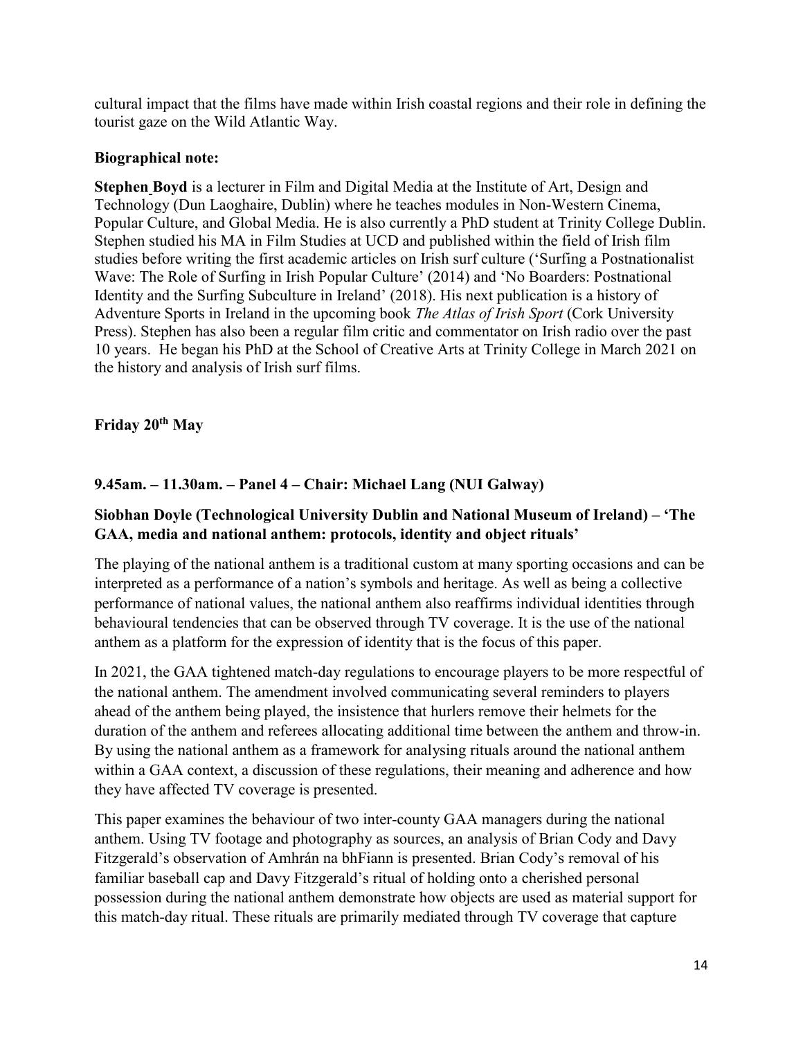cultural impact that the films have made within Irish coastal regions and their role in defining the tourist gaze on the Wild Atlantic Way.

**Biographical note:**

**Stephen Boyd** is a lecturer in Film and Digital Media at the Institute of Art, Design and Technology (Dun Laoghaire, Dublin) where he teaches modules in Non-Western Cinema, Popular Culture, and Global Media. He is also currently a PhD student at Trinity College Dublin. Stephen studied his MA in Film Studies at UCD and published within the field of Irish film studies before writing the first academic articles on Irish surf culture ('Surfing a Postnationalist Wave: The Role of Surfing in Irish Popular Culture' (2014) and 'No Boarders: Postnational Identity and the Surfing Subculture in Ireland' (2018). His next publication is a history of Adventure Sports in Ireland in the upcoming book *The Atlas of Irish Sport* (Cork University Press). Stephen has also been a regular film critic and commentator on Irish radio over the past 10 years. He began his PhD at the School of Creative Arts at Trinity College in March 2021 on the history and analysis of Irish surf films.

## Friday 20th May

### 9.45am. – 11.30am. – Panel 4 – Chair: Michael Lang (NUI Galway)

**Siobhan Doyle (Technological University Dublin and National Museum of Ireland) – 'The GAA, media and national anthem: protocols, identity and object rituals'**

The playing of the national anthem is a traditional custom at many sporting occasions and can be interpreted as a performance of a nation's symbols and heritage. As well as being a collective performance of national values, the national anthem also reaffirms individual identities through behavioural tendencies that can be observed through TV coverage. It is the use of the national anthem as a platform for the expression of identity that is the focus of this paper.

In 2021, the GAA tightened match-day regulations to encourage players to be more respectful of the national anthem. The amendment involved communicating several reminders to players ahead of the anthem being played, the insistence that hurlers remove their helmets for the duration of the anthem and referees allocating additional time between the anthem and throw-in. By using the national anthem as a framework for analysing rituals around the national anthem within a GAA context, a discussion of these regulations, their meaning and adherence and how they have affected TV coverage is presented.

This paper examines the behaviour of two inter-county GAA managers during the national anthem. Using TV footage and photography as sources, an analysis of Brian Cody and Davy Fitzgerald's observation of Amhrán na bhFiann is presented. Brian Cody's removal of his familiar baseball cap and Davy Fitzgerald's ritual of holding onto a cherished personal possession during the national anthem demonstrate how objects are used as material support for this match-day ritual. These rituals are primarily mediated through TV coverage that capture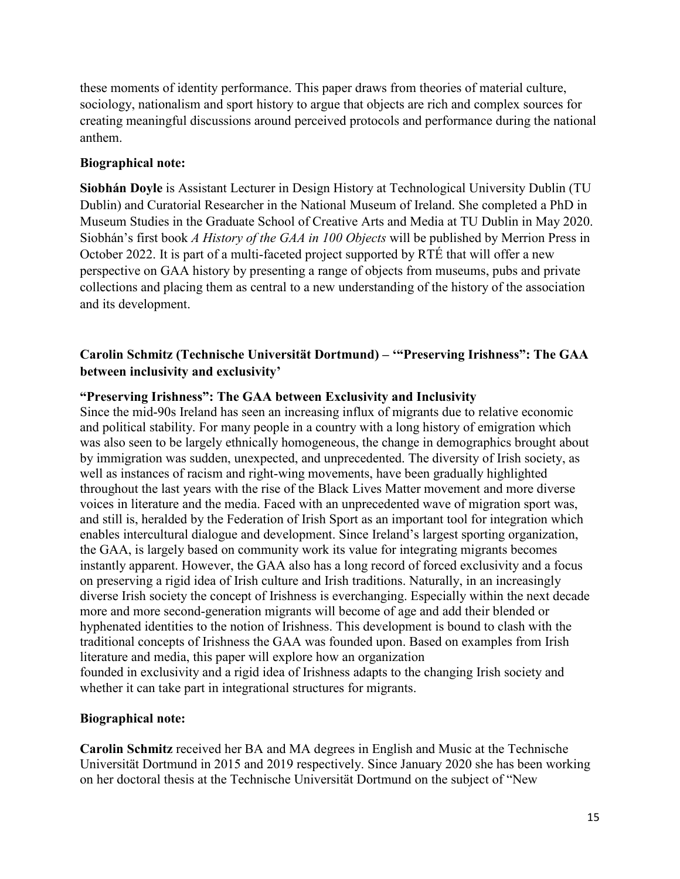these moments of identity performance. This paper draws from theories of material culture, sociology, nationalism and sport history to argue that objects are rich and complex sources for creating meaningful discussions around perceived protocols and performance during the national anthem.

**Biographical note:**

**Siobhán Doyle** is Assistant Lecturer in Design History at Technological University Dublin (TU Dublin) and Curatorial Researcher in the National Museum of Ireland. She completed a PhD in Museum Studies in the Graduate School of Creative Arts and Media at TU Dublin in May 2020. Siobhán's first book *A History of the GAA in 100 Objects* will be published by Merrion Press in October 2022. It is part of a multi-faceted project supported by RTÉ that will offer a new perspective on GAA history by presenting a range of objects from museums, pubs and private collections and placing them as central to a new understanding of the history of the association and its development.

**Carolin Schmitz (Technische Universität Dortmund) – '"Preserving Irishness": The GAA between inclusivity and exclusivity'**

**"Preserving Irishness": The GAA between Exclusivity and Inclusivity**

Since the mid-90s Ireland has seen an increasing influx of migrants due to relative economic and political stability. For many people in a country with a long history of emigration which was also seen to be largely ethnically homogeneous, the change in demographics brought about by immigration was sudden, unexpected, and unprecedented. The diversity of Irish society, as well as instances of racism and right-wing movements, have been gradually highlighted throughout the last years with the rise of the Black Lives Matter movement and more diverse voices in literature and the media. Faced with an unprecedented wave of migration sport was, and still is, heralded by the Federation of Irish Sport as an important tool for integration which enables intercultural dialogue and development. Since Ireland's largest sporting organization, the GAA, is largely based on community work its value for integrating migrants becomes instantly apparent. However, the GAA also has a long record of forced exclusivity and a focus on preserving a rigid idea of Irish culture and Irish traditions. Naturally, in an increasingly diverse Irish society the concept of Irishness is everchanging. Especially within the next decade more and more second-generation migrants will become of age and add their blended or hyphenated identities to the notion of Irishness. This development is bound to clash with the traditional concepts of Irishness the GAA was founded upon. Based on examples from Irish literature and media, this paper will explore how an organization founded in exclusivity and a rigid idea of Irishness adapts to the changing Irish society and whether it can take part in integrational structures for migrants.

**Biographical note:**

**Carolin Schmitz** received her BA and MA degrees in English and Music at the Technische Universität Dortmund in 2015 and 2019 respectively. Since January 2020 she has been working on her doctoral thesis at the Technische Universität Dortmund on the subject of "New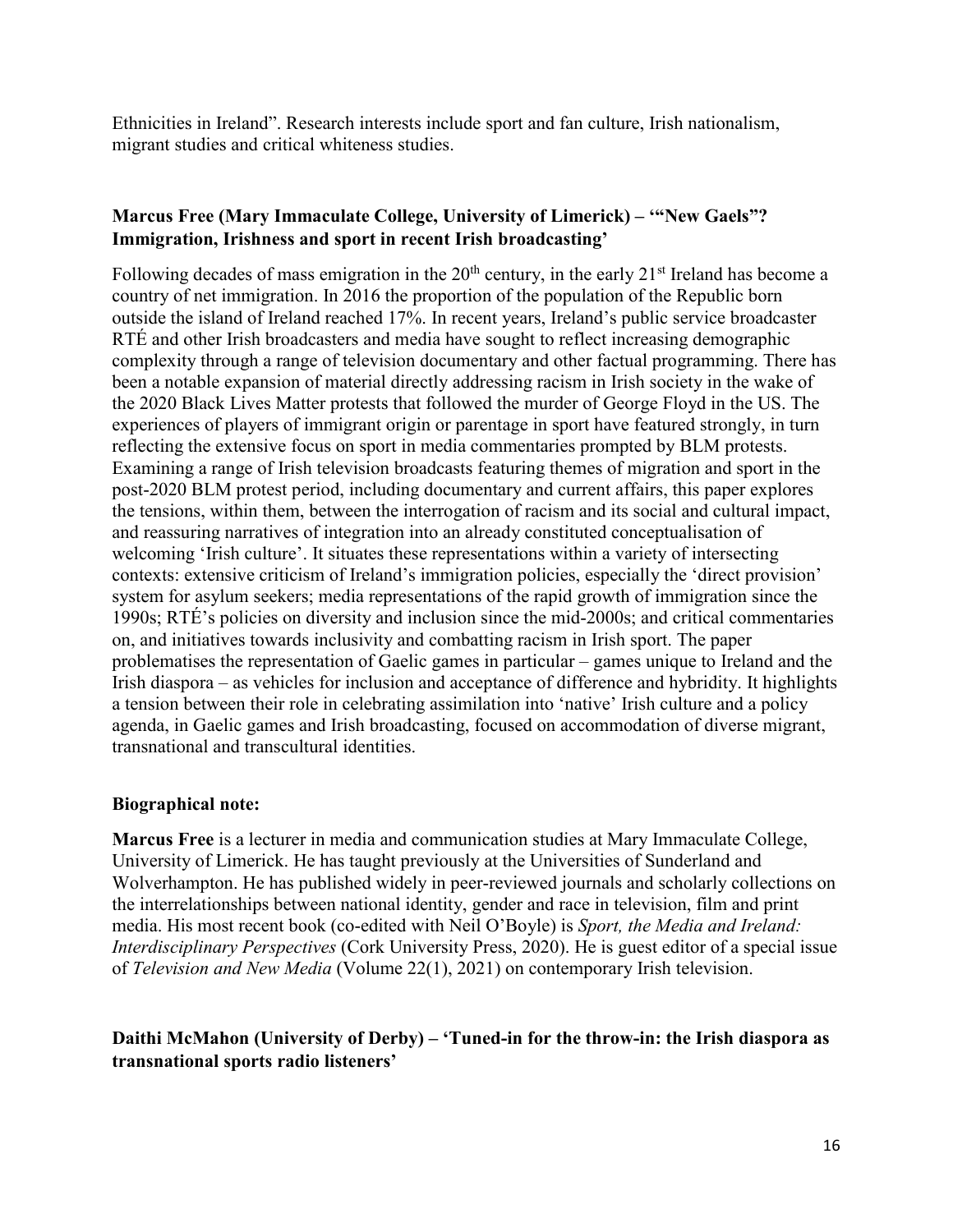Ethnicities in Ireland". Research interests include sport and fan culture, Irish nationalism, migrant studies and critical whiteness studies.

**Marcus Free (Mary Immaculate College, University of Limerick) – '"New Gaels"? Immigration, Irishness and sport in recent Irish broadcasting'**

Following decades of mass emigration in the 20th century, in the early 21st Ireland has become a country of net immigration. In 2016 the proportion of the population of the Republic born outside the island of Ireland reached 17%. In recent years, Ireland's public service broadcaster RTÉ and other Irish broadcasters and media have sought to reflect increasing demographic complexity through a range of television documentary and other factual programming. There has been a notable expansion of material directly addressing racism in Irish society in the wake of the 2020 Black Lives Matter protests that followed the murder of George Floyd in the US. The experiences of players of immigrant origin or parentage in sport have featured strongly, in turn reflecting the extensive focus on sport in media commentaries prompted by BLM protests. Examining a range of Irish television broadcasts featuring themes of migration and sport in the post-2020 BLM protest period, including documentary and current affairs, this paper explores the tensions, within them, between the interrogation of racism and its social and cultural impact, and reassuring narratives of integration into an already constituted conceptualisation of welcoming 'Irish culture'. It situates these representations within a variety of intersecting contexts: extensive criticism of Ireland's immigration policies, especially the 'direct provision' system for asylum seekers; media representations of the rapid growth of immigration since the 1990s; RTÉ's policies on diversity and inclusion since the mid-2000s; and critical commentaries on, and initiatives towards inclusivity and combatting racism in Irish sport. The paper problematises the representation of Gaelic games in particular – games unique to Ireland and the Irish diaspora – as vehicles for inclusion and acceptance of difference and hybridity. It highlights a tension between their role in celebrating assimilation into 'native' Irish culture and a policy agenda, in Gaelic games and Irish broadcasting, focused on accommodation of diverse migrant, transnational and transcultural identities.

**Biographical note:**

**Marcus Free** is a lecturer in media and communication studies at Mary Immaculate College, University of Limerick. He has taught previously at the Universities of Sunderland and Wolverhampton. He has published widely in peer-reviewed journals and scholarly collections on the interrelationships between national identity, gender and race in television, film and print media. His most recent book (co-edited with Neil O'Boyle) is *Sport, the Media and Ireland: Interdisciplinary Perspectives* (Cork University Press, 2020). He is guest editor of a special issue of *Television and New Media* (Volume 22(1), 2021) on contemporary Irish television.

**Daithi McMahon (University of Derby) – 'Tuned-in for the throw-in: the Irish diaspora as transnational sports radio listeners'**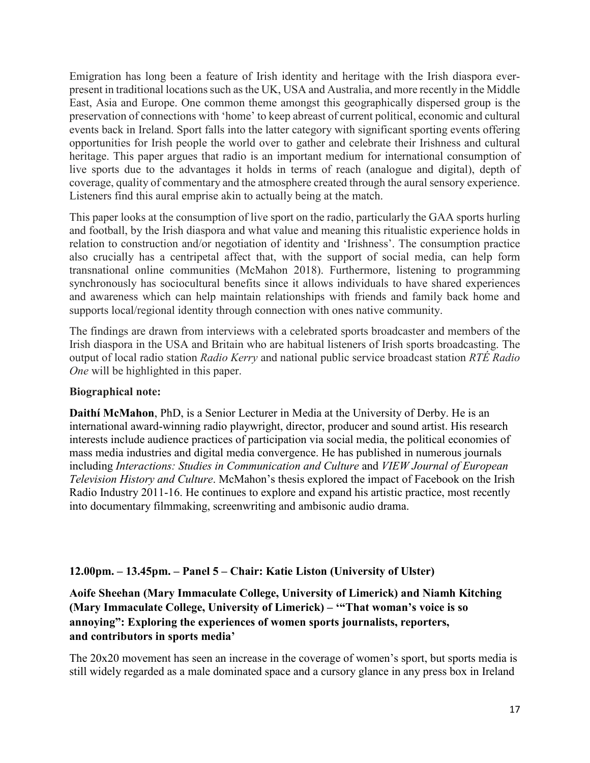Emigration has long been a feature of Irish identity and heritage with the Irish diaspora ever-present in traditional locations such as the UK, USA and Australia, and more recently in the Middle East, Asia and Europe. One common theme amongst this geographically dispersed group is the preservation of connections with 'home' to keep abreast of current political, economic and cultural events back in Ireland. Sport falls into the latter category with significant sporting events offering opportunities for Irish people the world over to gather and celebrate their Irishness and cultural heritage. This paper argues that radio is an important medium for international consumption of live sports due to the advantages it holds in terms of reach (analogue and digital), depth of coverage, quality of commentary and the atmosphere created through the aural sensory experience. Listeners find this aural emprise akin to actually being at the match.

This paper looks at the consumption of live sport on the radio, particularly the GAA sports hurling and football, by the Irish diaspora and what value and meaning this ritualistic experience holds in relation to construction and/or negotiation of identity and 'Irishness'. The consumption practice also crucially has a centripetal affect that, with the support of social media, can help form transnational online communities (McMahon 2018). Furthermore, listening to programming synchronously has sociocultural benefits since it allows individuals to have shared experiences and awareness which can help maintain relationships with friends and family back home and supports local/regional identity through connection with ones native community.

The findings are drawn from interviews with a celebrated sports broadcaster and members of the Irish diaspora in the USA and Britain who are habitual listeners of Irish sports broadcasting. The output of local radio station *Radio Kerry* and national public service broadcast station *RTÉ Radio One* will be highlighted in this paper.

**Biographical note:**

**Daithí McMahon**, PhD, is a Senior Lecturer in Media at the University of Derby. He is an international award-winning radio playwright, director, producer and sound artist. His research interests include audience practices of participation via social media, the political economies of mass media industries and digital media convergence. He has published in numerous journals including *Interactions: Studies in Communication and Culture* and *VIEW Journal of European Television History and Culture*. McMahon's thesis explored the impact of Facebook on the Irish Radio Industry 2011-16. He continues to explore and expand his artistic practice, most recently into documentary filmmaking, screenwriting and ambisonic audio drama.

**12.00pm. – 13.45pm. – Panel 5 – Chair: Katie Liston (University of Ulster)**

**Aoife Sheehan (Mary Immaculate College, University of Limerick) and Niamh Kitching (Mary Immaculate College, University of Limerick) – '"That woman's voice is so annoying": Exploring the experiences of women sports journalists, reporters, and contributors in sports media'**

The 20x20 movement has seen an increase in the coverage of women's sport, but sports media is still widely regarded as a male dominated space and a cursory glance in any press box in Ireland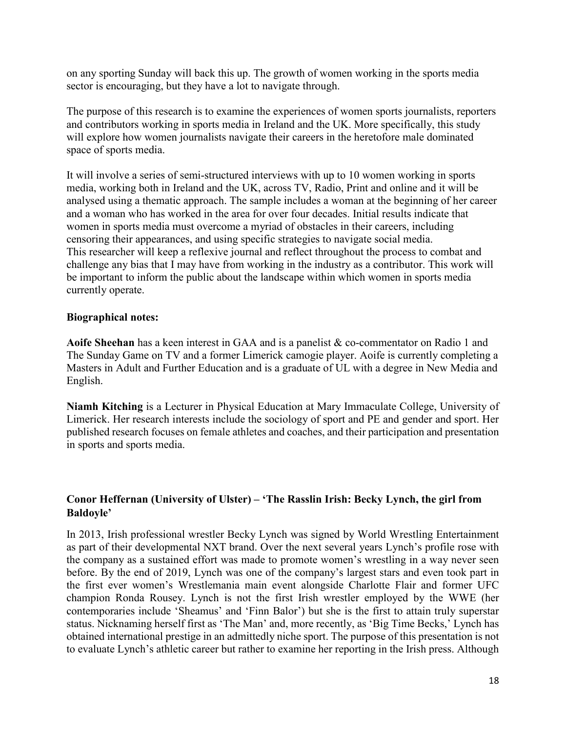on any sporting Sunday will back this up. The growth of women working in the sports media sector is encouraging, but they have a lot to navigate through.

The purpose of this research is to examine the experiences of women sports journalists, reporters and contributors working in sports media in Ireland and the UK. More specifically, this study will explore how women journalists navigate their careers in the heretofore male dominated space of sports media.

It will involve a series of semi-structured interviews with up to 10 women working in sports media, working both in Ireland and the UK, across TV, Radio, Print and online and it will be analysed using a thematic approach. The sample includes a woman at the beginning of her career and a woman who has worked in the area for over four decades. Initial results indicate that women in sports media must overcome a myriad of obstacles in their careers, including censoring their appearances, and using specific strategies to navigate social media.
This researcher will keep a reflexive journal and reflect throughout the process to combat and challenge any bias that I may have from working in the industry as a contributor. This work will be important to inform the public about the landscape within which women in sports media currently operate.

**Biographical notes:**

**Aoife Sheehan** has a keen interest in GAA and is a panelist & co-commentator on Radio 1 and The Sunday Game on TV and a former Limerick camogie player. Aoife is currently completing a Masters in Adult and Further Education and is a graduate of UL with a degree in New Media and English.

**Niamh Kitching** is a Lecturer in Physical Education at Mary Immaculate College, University of Limerick. Her research interests include the sociology of sport and PE and gender and sport. Her published research focuses on female athletes and coaches, and their participation and presentation in sports and sports media.

### Conor Heffernan (University of Ulster) – 'The Rasslin Irish: Becky Lynch, the girl from Baldoyle'

In 2013, Irish professional wrestler Becky Lynch was signed by World Wrestling Entertainment as part of their developmental NXT brand. Over the next several years Lynch's profile rose with the company as a sustained effort was made to promote women's wrestling in a way never seen before. By the end of 2019, Lynch was one of the company's largest stars and even took part in the first ever women's Wrestlemania main event alongside Charlotte Flair and former UFC champion Ronda Rousey. Lynch is not the first Irish wrestler employed by the WWE (her contemporaries include 'Sheamus' and 'Finn Balor') but she is the first to attain truly superstar status. Nicknaming herself first as 'The Man' and, more recently, as 'Big Time Becks,' Lynch has obtained international prestige in an admittedly niche sport. The purpose of this presentation is not to evaluate Lynch's athletic career but rather to examine her reporting in the Irish press. Although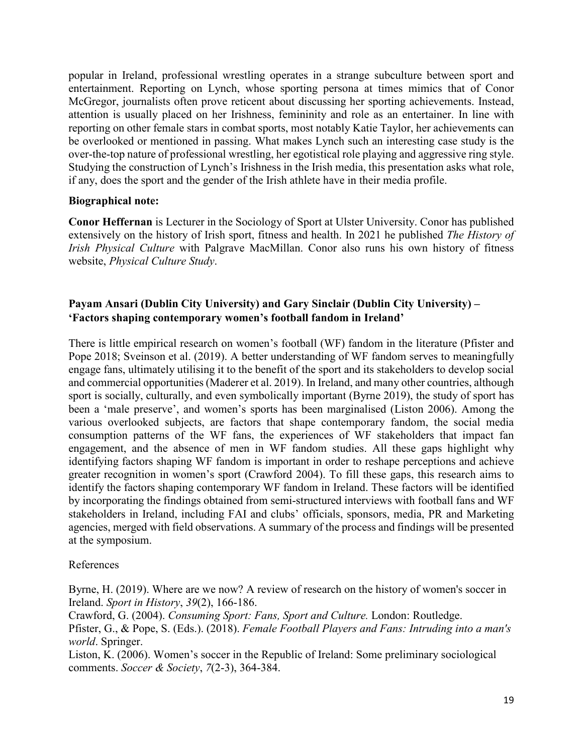popular in Ireland, professional wrestling operates in a strange subculture between sport and entertainment. Reporting on Lynch, whose sporting persona at times mimics that of Conor McGregor, journalists often prove reticent about discussing her sporting achievements. Instead, attention is usually placed on her Irishness, femininity and role as an entertainer. In line with reporting on other female stars in combat sports, most notably Katie Taylor, her achievements can be overlooked or mentioned in passing. What makes Lynch such an interesting case study is the over-the-top nature of professional wrestling, her egotistical role playing and aggressive ring style. Studying the construction of Lynch's Irishness in the Irish media, this presentation asks what role, if any, does the sport and the gender of the Irish athlete have in their media profile.

**Biographical note:**

**Conor Heffernan** is Lecturer in the Sociology of Sport at Ulster University. Conor has published extensively on the history of Irish sport, fitness and health. In 2021 he published *The History of Irish Physical Culture* with Palgrave MacMillan. Conor also runs his own history of fitness website, *Physical Culture Study*.

**Payam Ansari (Dublin City University) and Gary Sinclair (Dublin City University) – 'Factors shaping contemporary women's football fandom in Ireland'**

There is little empirical research on women's football (WF) fandom in the literature (Pfister and Pope 2018; Sveinson et al. (2019). A better understanding of WF fandom serves to meaningfully engage fans, ultimately utilising it to the benefit of the sport and its stakeholders to develop social and commercial opportunities (Maderer et al. 2019). In Ireland, and many other countries, although sport is socially, culturally, and even symbolically important (Byrne 2019), the study of sport has been a 'male preserve', and women's sports has been marginalised (Liston 2006). Among the various overlooked subjects, are factors that shape contemporary fandom, the social media consumption patterns of the WF fans, the experiences of WF stakeholders that impact fan engagement, and the absence of men in WF fandom studies. All these gaps highlight why identifying factors shaping WF fandom is important in order to reshape perceptions and achieve greater recognition in women's sport (Crawford 2004). To fill these gaps, this research aims to identify the factors shaping contemporary WF fandom in Ireland. These factors will be identified by incorporating the findings obtained from semi-structured interviews with football fans and WF stakeholders in Ireland, including FAI and clubs' officials, sponsors, media, PR and Marketing agencies, merged with field observations. A summary of the process and findings will be presented at the symposium.

References

Byrne, H. (2019). Where are we now? A review of research on the history of women's soccer in Ireland. *Sport in History*, *39*(2), 166-186.
Crawford, G. (2004). *Consuming Sport: Fans, Sport and Culture.* London: Routledge.
Pfister, G., & Pope, S. (Eds.). (2018). *Female Football Players and Fans: Intruding into a man's world*. Springer.
Liston, K. (2006). Women's soccer in the Republic of Ireland: Some preliminary sociological comments. *Soccer & Society*, *7*(2-3), 364-384.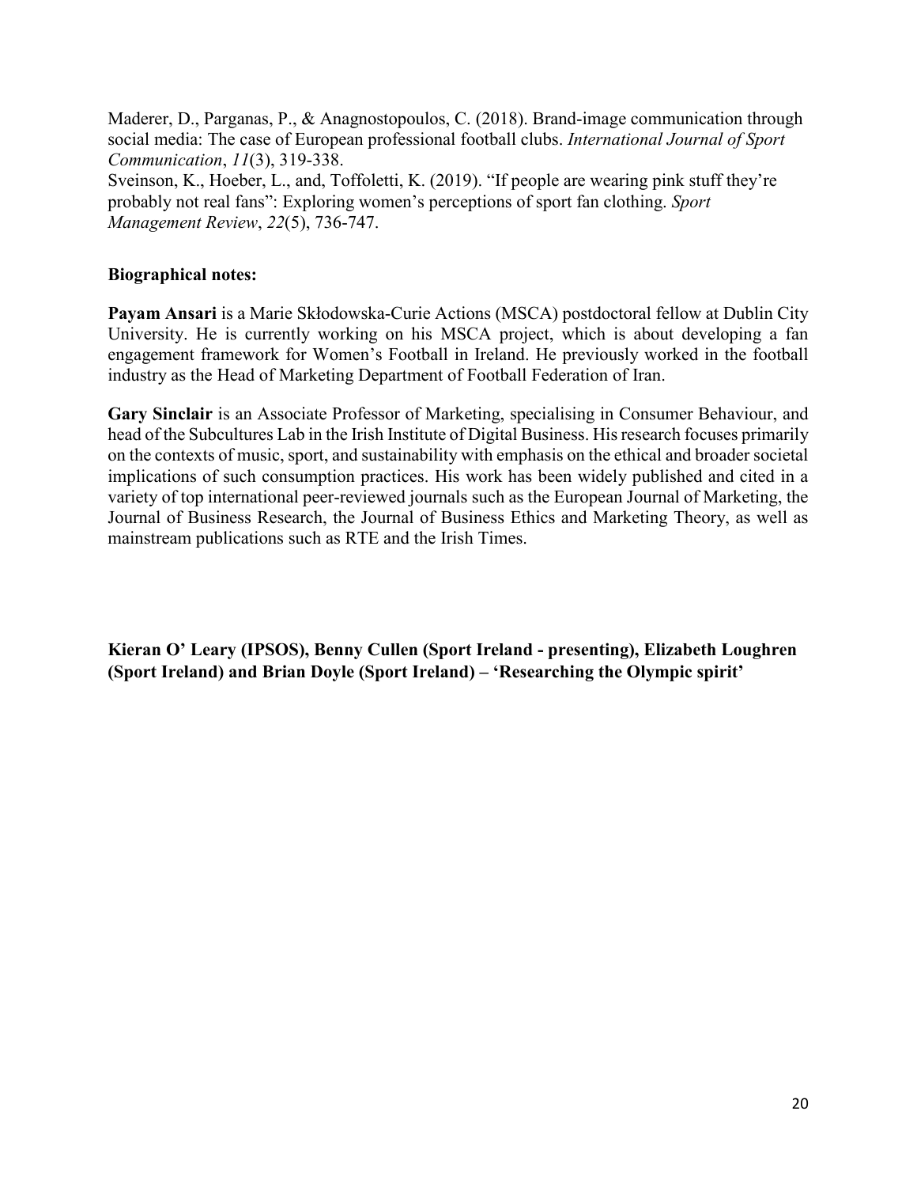Maderer, D., Parganas, P., & Anagnostopoulos, C. (2018). Brand-image communication through social media: The case of European professional football clubs. *International Journal of Sport Communication*, *11*(3), 319-338.

Sveinson, K., Hoeber, L., and, Toffoletti, K. (2019). "If people are wearing pink stuff they're probably not real fans": Exploring women's perceptions of sport fan clothing. *Sport Management Review*, *22*(5), 736-747.

**Biographical notes:**

**Payam Ansari** is a Marie Skłodowska-Curie Actions (MSCA) postdoctoral fellow at Dublin City University. He is currently working on his MSCA project, which is about developing a fan engagement framework for Women's Football in Ireland. He previously worked in the football industry as the Head of Marketing Department of Football Federation of Iran.

**Gary Sinclair** is an Associate Professor of Marketing, specialising in Consumer Behaviour, and head of the Subcultures Lab in the Irish Institute of Digital Business. His research focuses primarily on the contexts of music, sport, and sustainability with emphasis on the ethical and broader societal implications of such consumption practices. His work has been widely published and cited in a variety of top international peer-reviewed journals such as the European Journal of Marketing, the Journal of Business Research, the Journal of Business Ethics and Marketing Theory, as well as mainstream publications such as RTE and the Irish Times.

**Kieran O' Leary (IPSOS), Benny Cullen (Sport Ireland - presenting), Elizabeth Loughren (Sport Ireland) and Brian Doyle (Sport Ireland) – 'Researching the Olympic spirit'**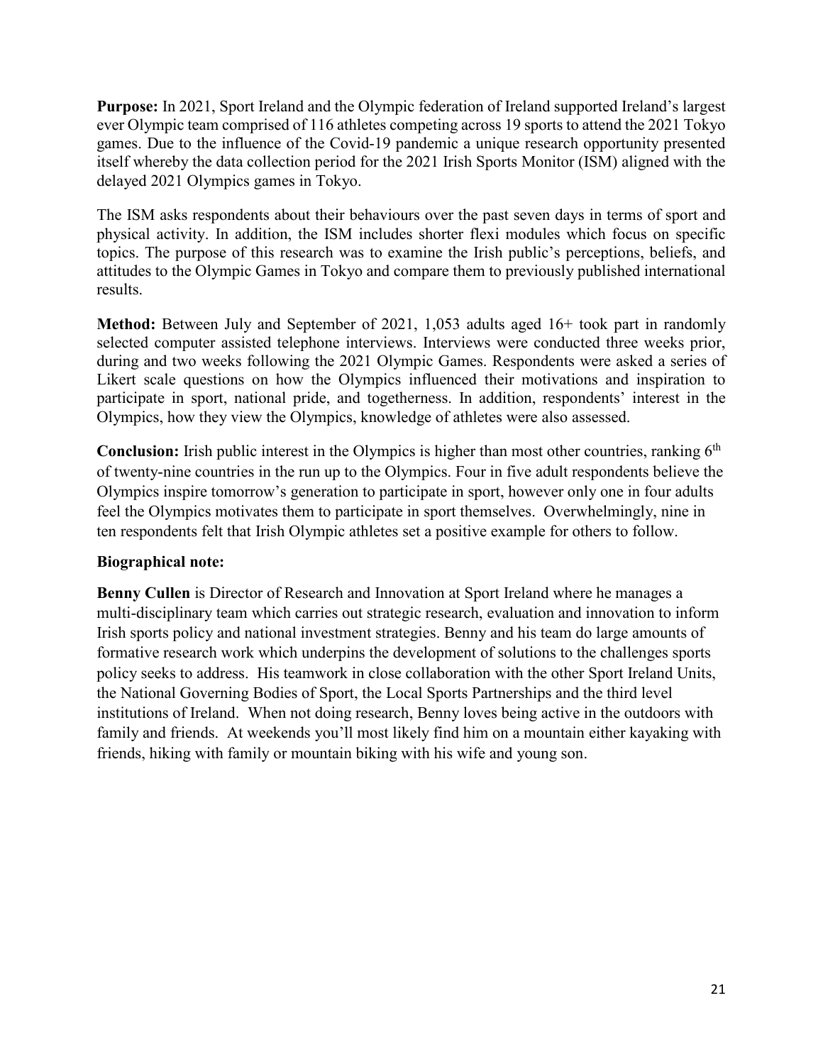**Purpose:** In 2021, Sport Ireland and the Olympic federation of Ireland supported Ireland's largest ever Olympic team comprised of 116 athletes competing across 19 sports to attend the 2021 Tokyo games. Due to the influence of the Covid-19 pandemic a unique research opportunity presented itself whereby the data collection period for the 2021 Irish Sports Monitor (ISM) aligned with the delayed 2021 Olympics games in Tokyo.

The ISM asks respondents about their behaviours over the past seven days in terms of sport and physical activity. In addition, the ISM includes shorter flexi modules which focus on specific topics. The purpose of this research was to examine the Irish public's perceptions, beliefs, and attitudes to the Olympic Games in Tokyo and compare them to previously published international results.

**Method:** Between July and September of 2021, 1,053 adults aged 16+ took part in randomly selected computer assisted telephone interviews. Interviews were conducted three weeks prior, during and two weeks following the 2021 Olympic Games. Respondents were asked a series of Likert scale questions on how the Olympics influenced their motivations and inspiration to participate in sport, national pride, and togetherness. In addition, respondents' interest in the Olympics, how they view the Olympics, knowledge of athletes were also assessed.

**Conclusion:** Irish public interest in the Olympics is higher than most other countries, ranking 6th of twenty-nine countries in the run up to the Olympics. Four in five adult respondents believe the Olympics inspire tomorrow's generation to participate in sport, however only one in four adults feel the Olympics motivates them to participate in sport themselves. Overwhelmingly, nine in ten respondents felt that Irish Olympic athletes set a positive example for others to follow.

**Biographical note:**

**Benny Cullen** is Director of Research and Innovation at Sport Ireland where he manages a multi-disciplinary team which carries out strategic research, evaluation and innovation to inform Irish sports policy and national investment strategies. Benny and his team do large amounts of formative research work which underpins the development of solutions to the challenges sports policy seeks to address. His teamwork in close collaboration with the other Sport Ireland Units, the National Governing Bodies of Sport, the Local Sports Partnerships and the third level institutions of Ireland. When not doing research, Benny loves being active in the outdoors with family and friends. At weekends you'll most likely find him on a mountain either kayaking with friends, hiking with family or mountain biking with his wife and young son.